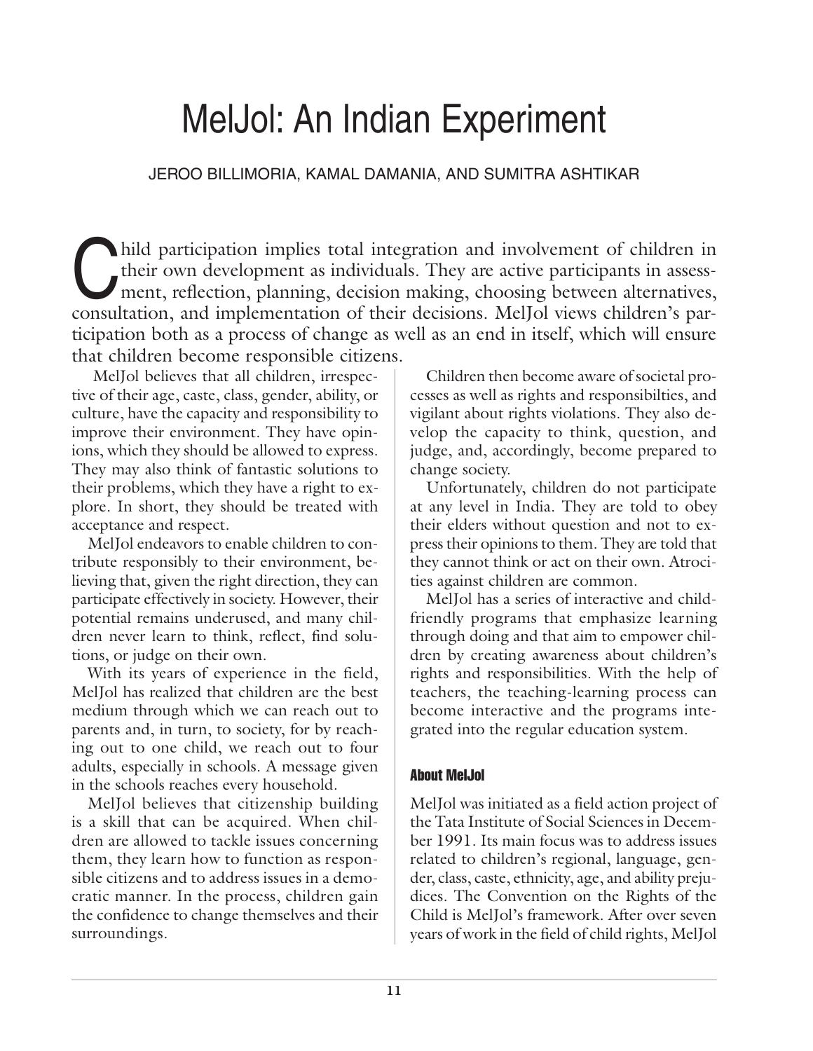# MelJol: An Indian Experiment

JEROO BILLIMORIA, KAMAL DAMANIA, AND SUMITRA ASHTIKAR

Child participation implies total integration and involvement of children in their own development as individuals. They are active participants in assessment, reflection, planning, decision making, choosing between alternatives, consultation, and implementation of their decisions. MelJol views children's participation both as a process of change as well as an end in itself, which will ensure that children become responsible citizens.

MelJol believes that all children, irrespective of their age, caste, class, gender, ability, or culture, have the capacity and responsibility to improve their environment. They have opinions, which they should be allowed to express. They may also think of fantastic solutions to their problems, which they have a right to explore. In short, they should be treated with acceptance and respect.

MelJol endeavors to enable children to contribute responsibly to their environment, believing that, given the right direction, they can participate effectively in society. However, their potential remains underused, and many children never learn to think, reflect, find solutions, or judge on their own.

With its years of experience in the field, MelJol has realized that children are the best medium through which we can reach out to parents and, in turn, to society, for by reaching out to one child, we reach out to four adults, especially in schools. A message given in the schools reaches every household.

MelJol believes that citizenship building is a skill that can be acquired. When children are allowed to tackle issues concerning them, they learn how to function as responsible citizens and to address issues in a democratic manner. In the process, children gain the confidence to change themselves and their surroundings.

Children then become aware of societal processes as well as rights and responsibilties, and vigilant about rights violations. They also develop the capacity to think, question, and judge, and, accordingly, become prepared to change society.

Unfortunately, children do not participate at any level in India. They are told to obey their elders without question and not to express their opinions to them. They are told that they cannot think or act on their own. Atrocities against children are common.

MelJol has a series of interactive and child-friendly programs that emphasize learning through doing and that aim to empower children by creating awareness about children's rights and responsibilities. With the help of teachers, the teaching-learning process can become interactive and the programs integrated into the regular education system.

## About MelJol

MelJol was initiated as a field action project of the Tata Institute of Social Sciences in December 1991. Its main focus was to address issues related to children's regional, language, gender, class, caste, ethnicity, age, and ability prejudices. The Convention on the Rights of the Child is MelJol's framework. After over seven years of work in the field of child rights, MelJol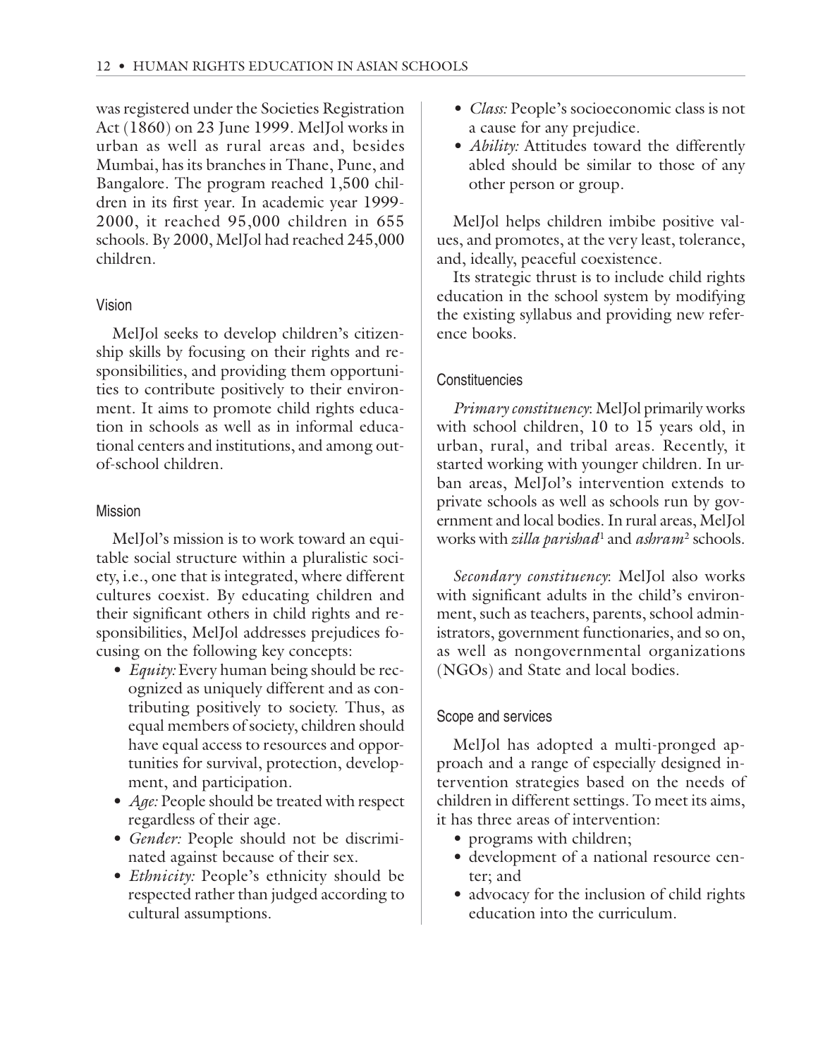was registered under the Societies Registration Act (1860) on 23 June 1999. MelJol works in urban as well as rural areas and, besides Mumbai, has its branches in Thane, Pune, and Bangalore. The program reached 1,500 children in its first year. In academic year 1999-2000, it reached 95,000 children in 655 schools. By 2000, MelJol had reached 245,000 children.

### Vision

MelJol seeks to develop children's citizenship skills by focusing on their rights and responsibilities, and providing them opportunities to contribute positively to their environment. It aims to promote child rights education in schools as well as in informal educational centers and institutions, and among out-of-school children.

### Mission

MelJol's mission is to work toward an equitable social structure within a pluralistic society, i.e., one that is integrated, where different cultures coexist. By educating children and their significant others in child rights and responsibilities, MelJol addresses prejudices focusing on the following key concepts:

- *Equity:* Every human being should be recognized as uniquely different and as contributing positively to society. Thus, as equal members of society, children should have equal access to resources and opportunities for survival, protection, development, and participation.
- *Age:* People should be treated with respect regardless of their age.
- *Gender:* People should not be discriminated against because of their sex.
- *Ethnicity:* People's ethnicity should be respected rather than judged according to cultural assumptions.
- *Class:* People's socioeconomic class is not a cause for any prejudice.
- *Ability:* Attitudes toward the differently abled should be similar to those of any other person or group.

MelJol helps children imbibe positive values, and promotes, at the very least, tolerance, and, ideally, peaceful coexistence.

Its strategic thrust is to include child rights education in the school system by modifying the existing syllabus and providing new reference books.

### Constituencies

*Primary constituency*: MelJol primarily works with school children, 10 to 15 years old, in urban, rural, and tribal areas. Recently, it started working with younger children. In urban areas, MelJol's intervention extends to private schools as well as schools run by government and local bodies. In rural areas, MelJol works with *zilla parishad*[1] and *ashram*[2] schools.

*Secondary constituency*: MelJol also works with significant adults in the child's environment, such as teachers, parents, school administrators, government functionaries, and so on, as well as nongovernmental organizations (NGOs) and State and local bodies.

### Scope and services

MelJol has adopted a multi-pronged approach and a range of especially designed intervention strategies based on the needs of children in different settings. To meet its aims, it has three areas of intervention:

- programs with children;
- development of a national resource center; and
- advocacy for the inclusion of child rights education into the curriculum.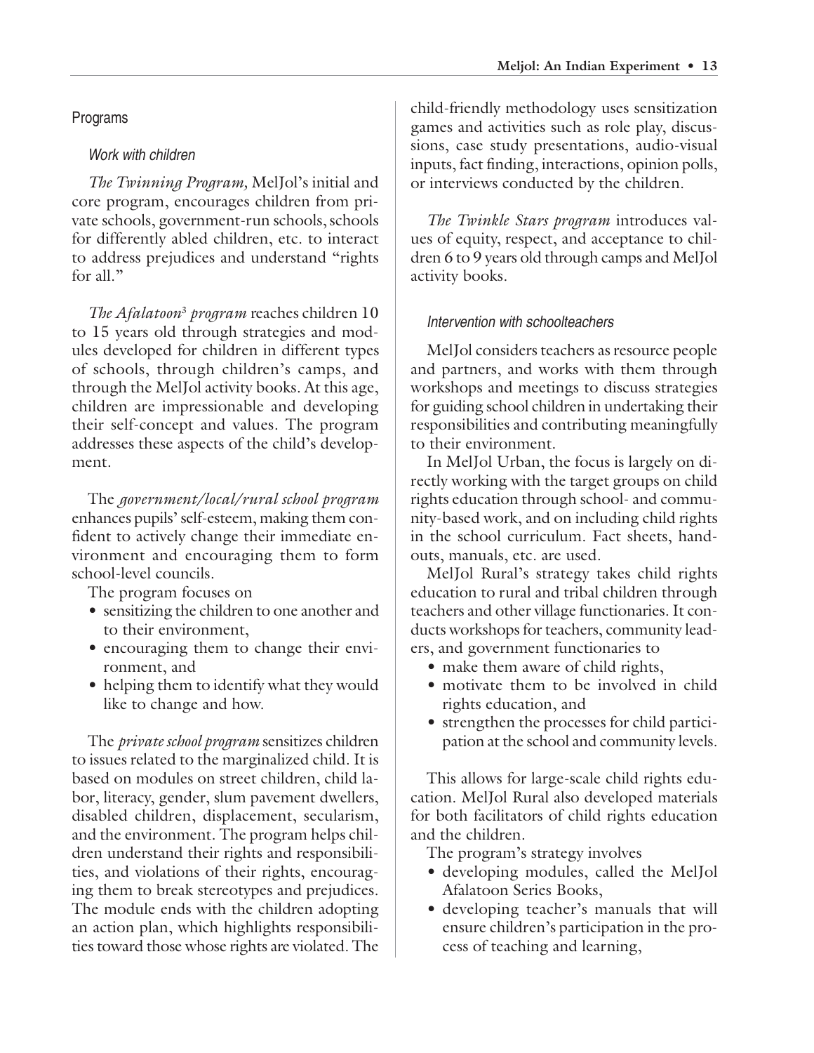## Programs

### *Work with children*

*The Twinning Program,* MelJol's initial and core program, encourages children from private schools, government-run schools, schools for differently abled children, etc. to interact to address prejudices and understand "rights for all."

*The Afalatoon*[3] *program* reaches children 10 to 15 years old through strategies and modules developed for children in different types of schools, through children's camps, and through the MelJol activity books. At this age, children are impressionable and developing their self-concept and values. The program addresses these aspects of the child's development.

The *government/local/rural school program* enhances pupils' self-esteem, making them confident to actively change their immediate environment and encouraging them to form school-level councils.

The program focuses on

- sensitizing the children to one another and to their environment,
- encouraging them to change their environment, and
- helping them to identify what they would like to change and how.

The *private school program* sensitizes children to issues related to the marginalized child. It is based on modules on street children, child labor, literacy, gender, slum pavement dwellers, disabled children, displacement, secularism, and the environment. The program helps children understand their rights and responsibilities, and violations of their rights, encouraging them to break stereotypes and prejudices. The module ends with the children adopting an action plan, which highlights responsibilities toward those whose rights are violated. The child-friendly methodology uses sensitization games and activities such as role play, discussions, case study presentations, audio-visual inputs, fact finding, interactions, opinion polls, or interviews conducted by the children.

*The Twinkle Stars program* introduces values of equity, respect, and acceptance to children 6 to 9 years old through camps and MelJol activity books.

### *Intervention with schoolteachers*

MelJol considers teachers as resource people and partners, and works with them through workshops and meetings to discuss strategies for guiding school children in undertaking their responsibilities and contributing meaningfully to their environment.

In MelJol Urban, the focus is largely on directly working with the target groups on child rights education through school- and community-based work, and on including child rights in the school curriculum. Fact sheets, handouts, manuals, etc. are used.

MelJol Rural's strategy takes child rights education to rural and tribal children through teachers and other village functionaries. It conducts workshops for teachers, community leaders, and government functionaries to

- make them aware of child rights,
- motivate them to be involved in child rights education, and
- strengthen the processes for child participation at the school and community levels.

This allows for large-scale child rights education. MelJol Rural also developed materials for both facilitators of child rights education and the children.

The program's strategy involves

- developing modules, called the MelJol Afalatoon Series Books,
- developing teacher's manuals that will ensure children's participation in the process of teaching and learning,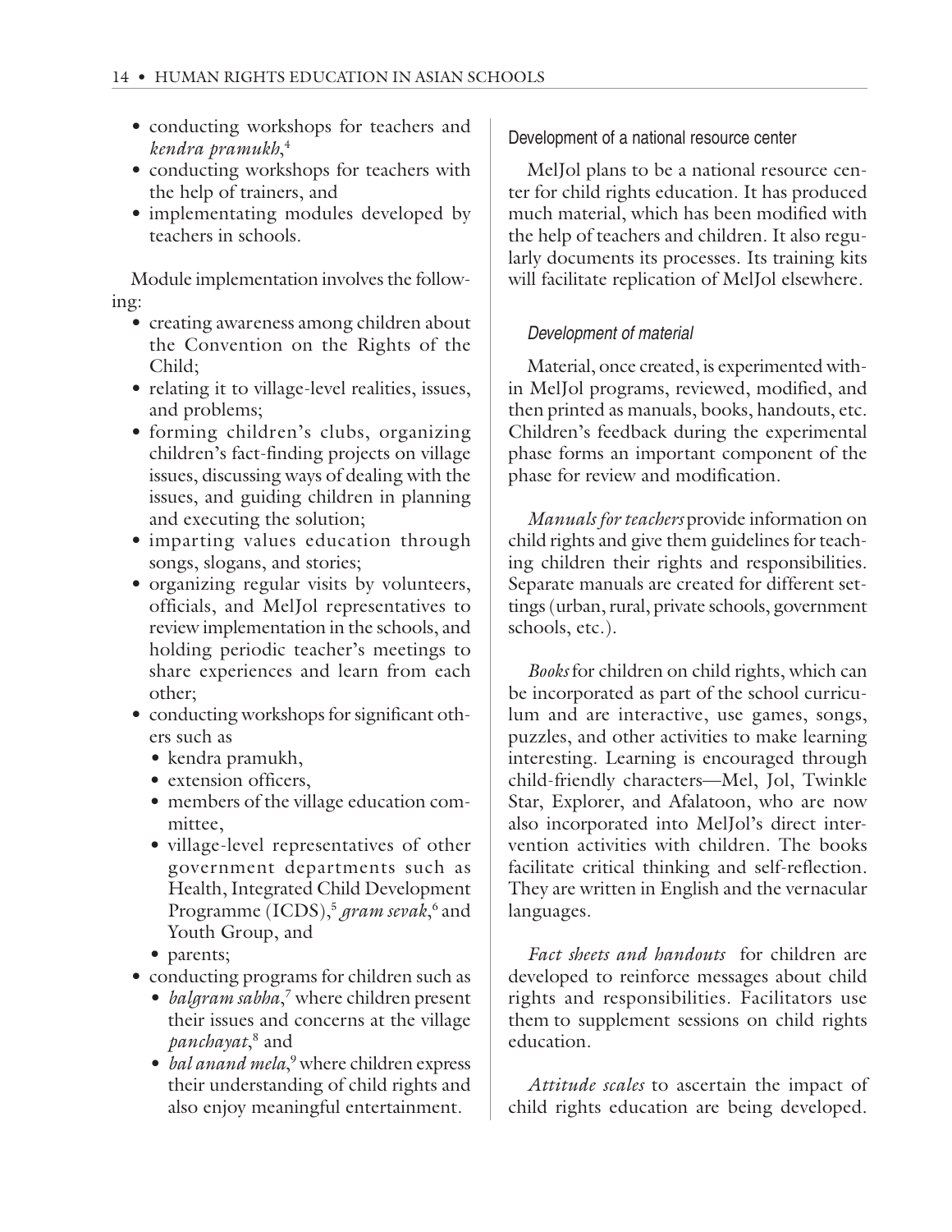- conducting workshops for teachers and *kendra pramukh*,[4]
- conducting workshops for teachers with the help of trainers, and
- implementating modules developed by teachers in schools.

Module implementation involves the following:

- creating awareness among children about the Convention on the Rights of the Child;
- relating it to village-level realities, issues, and problems;
- forming children's clubs, organizing children's fact-finding projects on village issues, discussing ways of dealing with the issues, and guiding children in planning and executing the solution;
- imparting values education through songs, slogans, and stories;
- organizing regular visits by volunteers, officials, and MelJol representatives to review implementation in the schools, and holding periodic teacher's meetings to share experiences and learn from each other;
- conducting workshops for significant others such as
  - kendra pramukh,
  - extension officers,
  - members of the village education committee,
  - village-level representatives of other government departments such as Health, Integrated Child Development Programme (ICDS),[5] *gram sevak*,[6] and Youth Group, and
  - parents;
- conducting programs for children such as
  - *balgram sabha*,[7] where children present their issues and concerns at the village *panchayat*,[8] and
  - *bal anand mela*,[9] where children express their understanding of child rights and also enjoy meaningful entertainment.

### Development of a national resource center

MelJol plans to be a national resource center for child rights education. It has produced much material, which has been modified with the help of teachers and children. It also regularly documents its processes. Its training kits will facilitate replication of MelJol elsewhere.

#### *Development of material*

Material, once created, is experimented within MelJol programs, reviewed, modified, and then printed as manuals, books, handouts, etc. Children's feedback during the experimental phase forms an important component of the phase for review and modification.

*Manuals for teachers* provide information on child rights and give them guidelines for teaching children their rights and responsibilities. Separate manuals are created for different settings (urban, rural, private schools, government schools, etc.).

*Books* for children on child rights, which can be incorporated as part of the school curriculum and are interactive, use games, songs, puzzles, and other activities to make learning interesting. Learning is encouraged through child-friendly characters—Mel, Jol, Twinkle Star, Explorer, and Afalatoon, who are now also incorporated into MelJol's direct intervention activities with children. The books facilitate critical thinking and self-reflection. They are written in English and the vernacular languages.

*Fact sheets and handouts* for children are developed to reinforce messages about child rights and responsibilities. Facilitators use them to supplement sessions on child rights education.

*Attitude scales* to ascertain the impact of child rights education are being developed.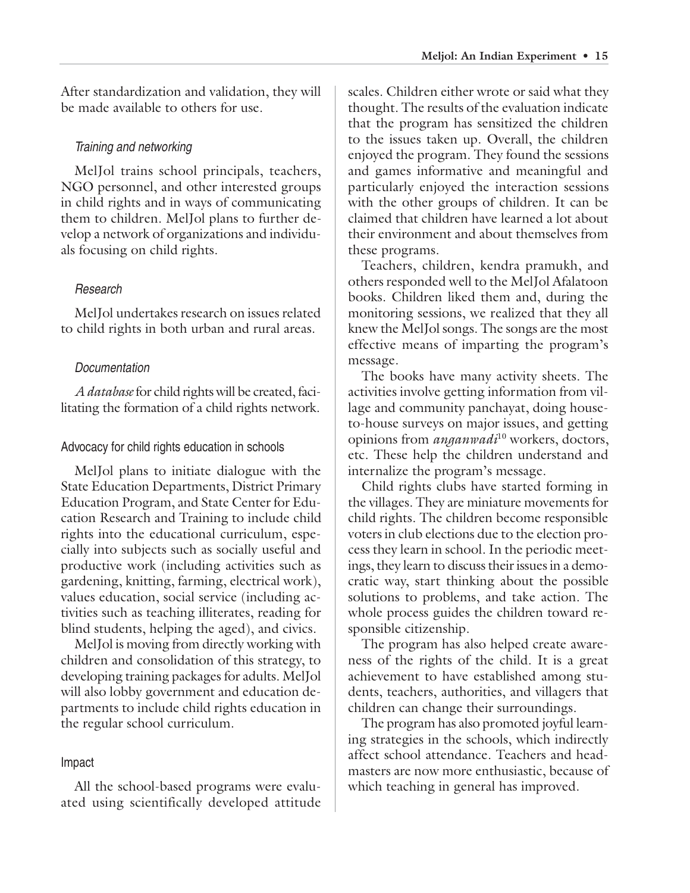After standardization and validation, they will be made available to others for use.

#### Training and networking

MelJol trains school principals, teachers, NGO personnel, and other interested groups in child rights and in ways of communicating them to children. MelJol plans to further develop a network of organizations and individuals focusing on child rights.

#### Research

MelJol undertakes research on issues related to child rights in both urban and rural areas.

#### Documentation

*A database* for child rights will be created, facilitating the formation of a child rights network.

### Advocacy for child rights education in schools

MelJol plans to initiate dialogue with the State Education Departments, District Primary Education Program, and State Center for Education Research and Training to include child rights into the educational curriculum, especially into subjects such as socially useful and productive work (including activities such as gardening, knitting, farming, electrical work), values education, social service (including activities such as teaching illiterates, reading for blind students, helping the aged), and civics.

MelJol is moving from directly working with children and consolidation of this strategy, to developing training packages for adults. MelJol will also lobby government and education departments to include child rights education in the regular school curriculum.

### Impact

All the school-based programs were evaluated using scientifically developed attitude scales. Children either wrote or said what they thought. The results of the evaluation indicate that the program has sensitized the children to the issues taken up. Overall, the children enjoyed the program. They found the sessions and games informative and meaningful and particularly enjoyed the interaction sessions with the other groups of children. It can be claimed that children have learned a lot about their environment and about themselves from these programs.

Teachers, children, kendra pramukh, and others responded well to the MelJol Afalatoon books. Children liked them and, during the monitoring sessions, we realized that they all knew the MelJol songs. The songs are the most effective means of imparting the program's message.

The books have many activity sheets. The activities involve getting information from village and community panchayat, doing house-to-house surveys on major issues, and getting opinions from *anganwadi*[10] workers, doctors, etc. These help the children understand and internalize the program's message.

Child rights clubs have started forming in the villages. They are miniature movements for child rights. The children become responsible voters in club elections due to the election process they learn in school. In the periodic meetings, they learn to discuss their issues in a democratic way, start thinking about the possible solutions to problems, and take action. The whole process guides the children toward responsible citizenship.

The program has also helped create awareness of the rights of the child. It is a great achievement to have established among students, teachers, authorities, and villagers that children can change their surroundings.

The program has also promoted joyful learning strategies in the schools, which indirectly affect school attendance. Teachers and headmasters are now more enthusiastic, because of which teaching in general has improved.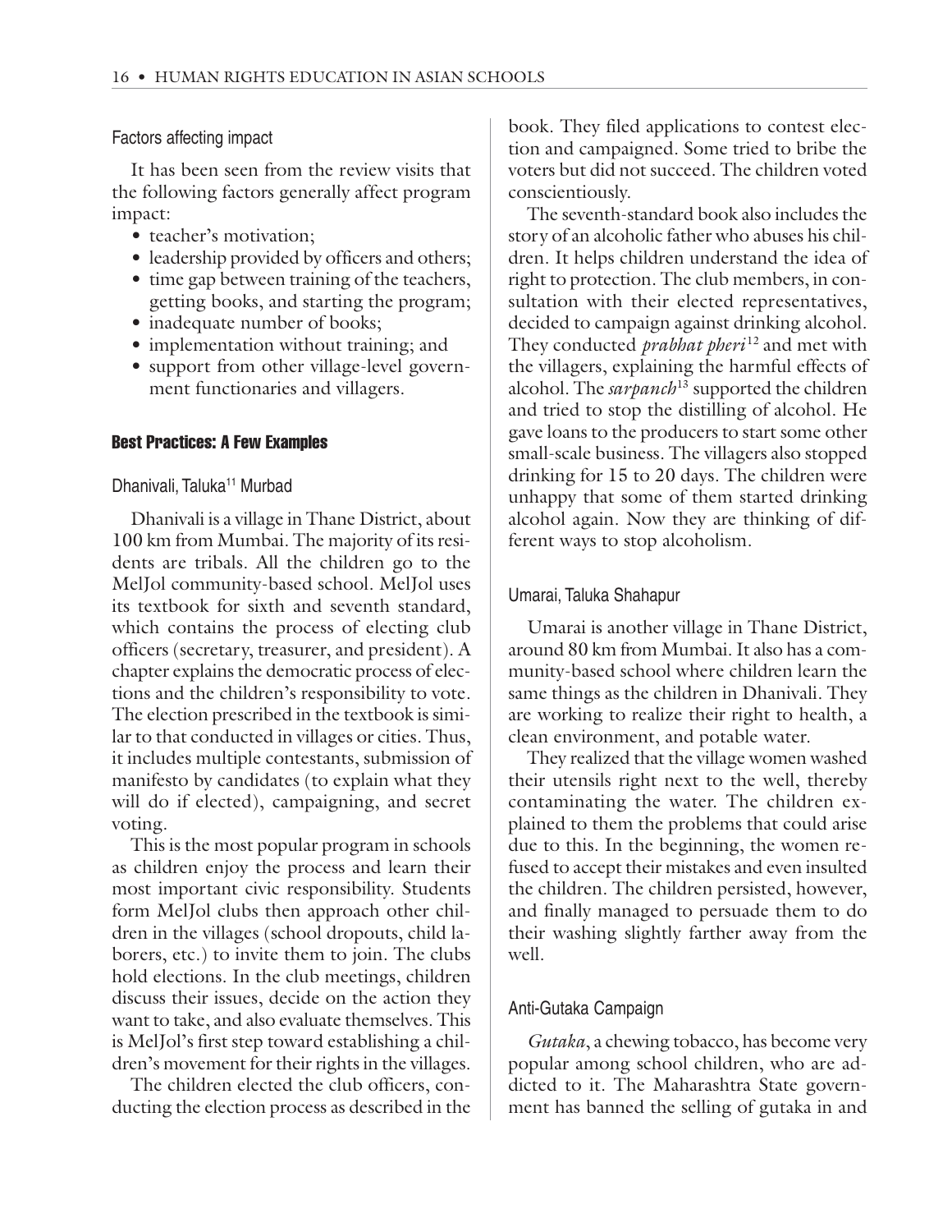### Factors affecting impact

It has been seen from the review visits that the following factors generally affect program impact:

- teacher's motivation;
- leadership provided by officers and others;
- time gap between training of the teachers, getting books, and starting the program;
- inadequate number of books;
- implementation without training; and
- support from other village-level government functionaries and villagers.

## Best Practices: A Few Examples

### Dhanivali, Taluka[11] Murbad

Dhanivali is a village in Thane District, about 100 km from Mumbai. The majority of its residents are tribals. All the children go to the MelJol community-based school. MelJol uses its textbook for sixth and seventh standard, which contains the process of electing club officers (secretary, treasurer, and president). A chapter explains the democratic process of elections and the children's responsibility to vote. The election prescribed in the textbook is similar to that conducted in villages or cities. Thus, it includes multiple contestants, submission of manifesto by candidates (to explain what they will do if elected), campaigning, and secret voting.

This is the most popular program in schools as children enjoy the process and learn their most important civic responsibility. Students form MelJol clubs then approach other children in the villages (school dropouts, child laborers, etc.) to invite them to join. The clubs hold elections. In the club meetings, children discuss their issues, decide on the action they want to take, and also evaluate themselves. This is MelJol's first step toward establishing a children's movement for their rights in the villages.

The children elected the club officers, conducting the election process as described in the book. They filed applications to contest election and campaigned. Some tried to bribe the voters but did not succeed. The children voted conscientiously.

The seventh-standard book also includes the story of an alcoholic father who abuses his children. It helps children understand the idea of right to protection. The club members, in consultation with their elected representatives, decided to campaign against drinking alcohol. They conducted *prabhat pheri*[12] and met with the villagers, explaining the harmful effects of alcohol. The *sarpanch*[13] supported the children and tried to stop the distilling of alcohol. He gave loans to the producers to start some other small-scale business. The villagers also stopped drinking for 15 to 20 days. The children were unhappy that some of them started drinking alcohol again. Now they are thinking of different ways to stop alcoholism.

### Umarai, Taluka Shahapur

Umarai is another village in Thane District, around 80 km from Mumbai. It also has a community-based school where children learn the same things as the children in Dhanivali. They are working to realize their right to health, a clean environment, and potable water.

They realized that the village women washed their utensils right next to the well, thereby contaminating the water. The children explained to them the problems that could arise due to this. In the beginning, the women refused to accept their mistakes and even insulted the children. The children persisted, however, and finally managed to persuade them to do their washing slightly farther away from the well.

### Anti-Gutaka Campaign

*Gutaka*, a chewing tobacco, has become very popular among school children, who are addicted to it. The Maharashtra State government has banned the selling of gutaka in and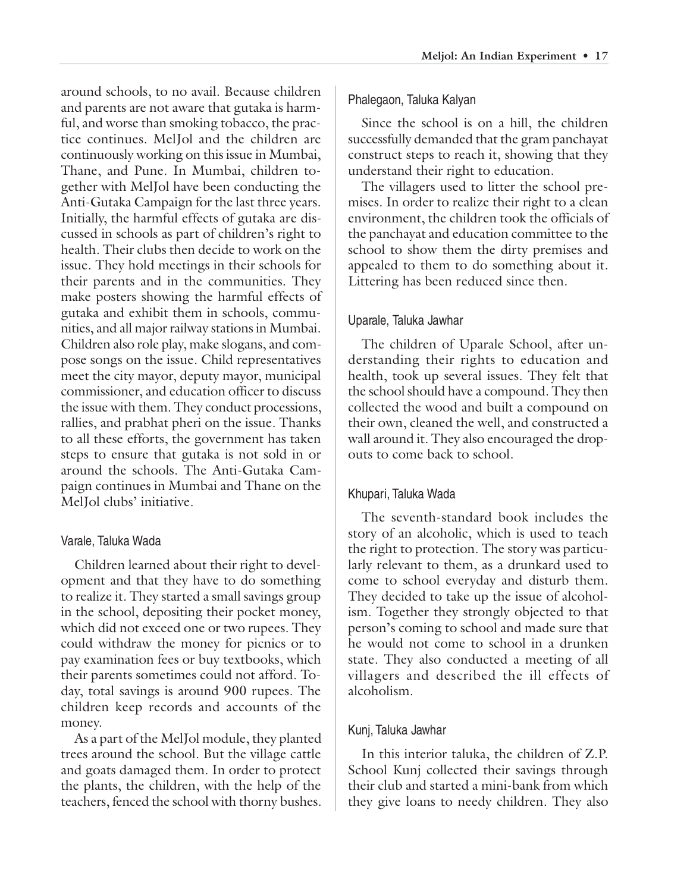around schools, to no avail. Because children and parents are not aware that gutaka is harmful, and worse than smoking tobacco, the practice continues. MelJol and the children are continuously working on this issue in Mumbai, Thane, and Pune. In Mumbai, children together with MelJol have been conducting the Anti-Gutaka Campaign for the last three years. Initially, the harmful effects of gutaka are discussed in schools as part of children's right to health. Their clubs then decide to work on the issue. They hold meetings in their schools for their parents and in the communities. They make posters showing the harmful effects of gutaka and exhibit them in schools, communities, and all major railway stations in Mumbai. Children also role play, make slogans, and compose songs on the issue. Child representatives meet the city mayor, deputy mayor, municipal commissioner, and education officer to discuss the issue with them. They conduct processions, rallies, and prabhat pheri on the issue. Thanks to all these efforts, the government has taken steps to ensure that gutaka is not sold in or around the schools. The Anti-Gutaka Campaign continues in Mumbai and Thane on the MelJol clubs' initiative.

### Varale, Taluka Wada

Children learned about their right to development and that they have to do something to realize it. They started a small savings group in the school, depositing their pocket money, which did not exceed one or two rupees. They could withdraw the money for picnics or to pay examination fees or buy textbooks, which their parents sometimes could not afford. Today, total savings is around 900 rupees. The children keep records and accounts of the money.

As a part of the MelJol module, they planted trees around the school. But the village cattle and goats damaged them. In order to protect the plants, the children, with the help of the teachers, fenced the school with thorny bushes.

### Phalegaon, Taluka Kalyan

Since the school is on a hill, the children successfully demanded that the gram panchayat construct steps to reach it, showing that they understand their right to education.

The villagers used to litter the school premises. In order to realize their right to a clean environment, the children took the officials of the panchayat and education committee to the school to show them the dirty premises and appealed to them to do something about it. Littering has been reduced since then.

### Uparale, Taluka Jawhar

The children of Uparale School, after understanding their rights to education and health, took up several issues. They felt that the school should have a compound. They then collected the wood and built a compound on their own, cleaned the well, and constructed a wall around it. They also encouraged the dropouts to come back to school.

### Khupari, Taluka Wada

The seventh-standard book includes the story of an alcoholic, which is used to teach the right to protection. The story was particularly relevant to them, as a drunkard used to come to school everyday and disturb them. They decided to take up the issue of alcoholism. Together they strongly objected to that person's coming to school and made sure that he would not come to school in a drunken state. They also conducted a meeting of all villagers and described the ill effects of alcoholism.

### Kunj, Taluka Jawhar

In this interior taluka, the children of Z.P. School Kunj collected their savings through their club and started a mini-bank from which they give loans to needy children. They also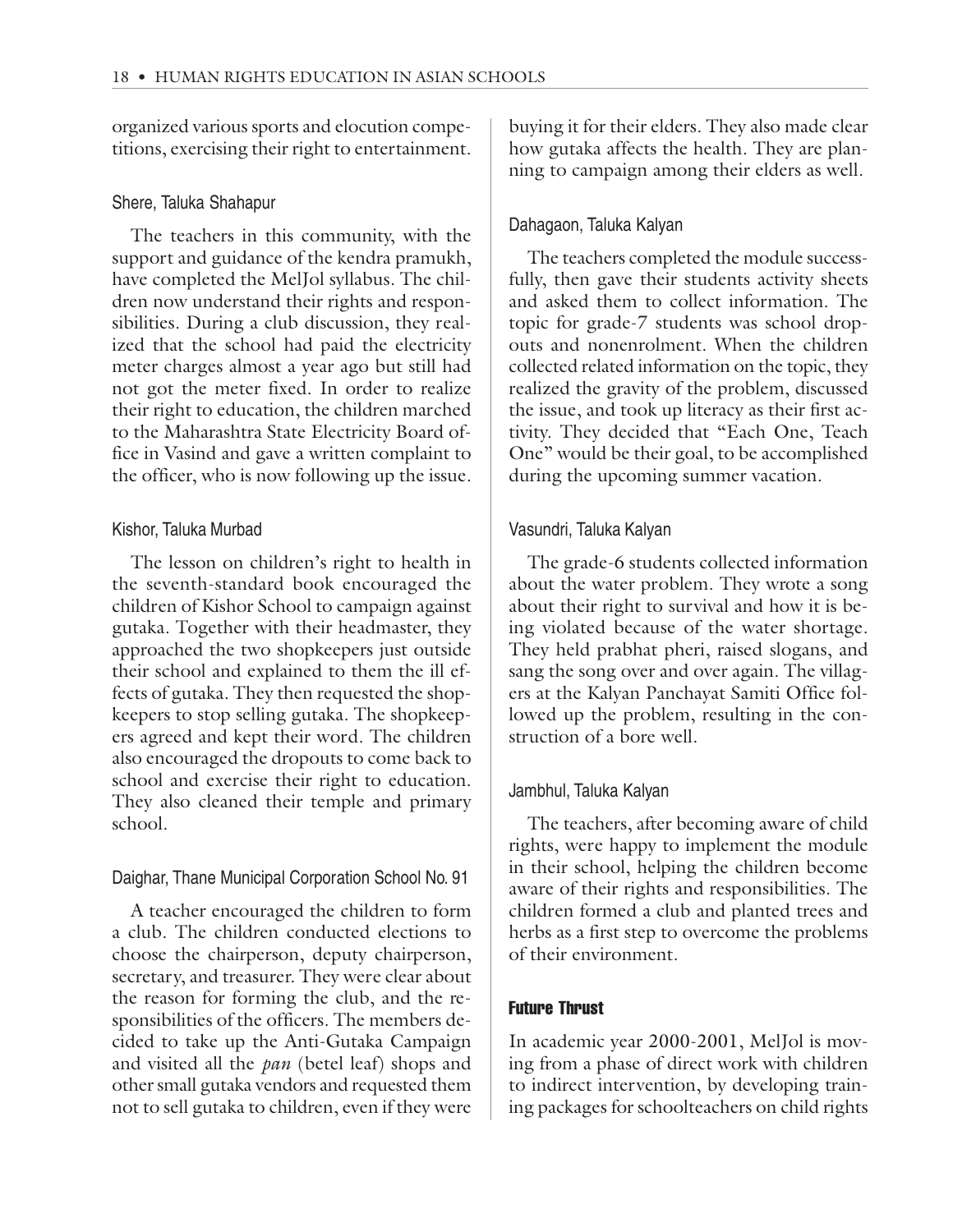organized various sports and elocution competitions, exercising their right to entertainment.

### Shere, Taluka Shahapur

The teachers in this community, with the support and guidance of the kendra pramukh, have completed the MelJol syllabus. The children now understand their rights and responsibilities. During a club discussion, they realized that the school had paid the electricity meter charges almost a year ago but still had not got the meter fixed. In order to realize their right to education, the children marched to the Maharashtra State Electricity Board office in Vasind and gave a written complaint to the officer, who is now following up the issue.

### Kishor, Taluka Murbad

The lesson on children's right to health in the seventh-standard book encouraged the children of Kishor School to campaign against gutaka. Together with their headmaster, they approached the two shopkeepers just outside their school and explained to them the ill effects of gutaka. They then requested the shopkeepers to stop selling gutaka. The shopkeepers agreed and kept their word. The children also encouraged the dropouts to come back to school and exercise their right to education. They also cleaned their temple and primary school.

### Daighar, Thane Municipal Corporation School No. 91

A teacher encouraged the children to form a club. The children conducted elections to choose the chairperson, deputy chairperson, secretary, and treasurer. They were clear about the reason for forming the club, and the responsibilities of the officers. The members decided to take up the Anti-Gutaka Campaign and visited all the *pan* (betel leaf) shops and other small gutaka vendors and requested them not to sell gutaka to children, even if they were buying it for their elders. They also made clear how gutaka affects the health. They are planning to campaign among their elders as well.

### Dahagaon, Taluka Kalyan

The teachers completed the module successfully, then gave their students activity sheets and asked them to collect information. The topic for grade-7 students was school dropouts and nonenrolment. When the children collected related information on the topic, they realized the gravity of the problem, discussed the issue, and took up literacy as their first activity. They decided that "Each One, Teach One" would be their goal, to be accomplished during the upcoming summer vacation.

### Vasundri, Taluka Kalyan

The grade-6 students collected information about the water problem. They wrote a song about their right to survival and how it is being violated because of the water shortage. They held prabhat pheri, raised slogans, and sang the song over and over again. The villagers at the Kalyan Panchayat Samiti Office followed up the problem, resulting in the construction of a bore well.

### Jambhul, Taluka Kalyan

The teachers, after becoming aware of child rights, were happy to implement the module in their school, helping the children become aware of their rights and responsibilities. The children formed a club and planted trees and herbs as a first step to overcome the problems of their environment.

## Future Thrust

In academic year 2000-2001, MelJol is moving from a phase of direct work with children to indirect intervention, by developing training packages for schoolteachers on child rights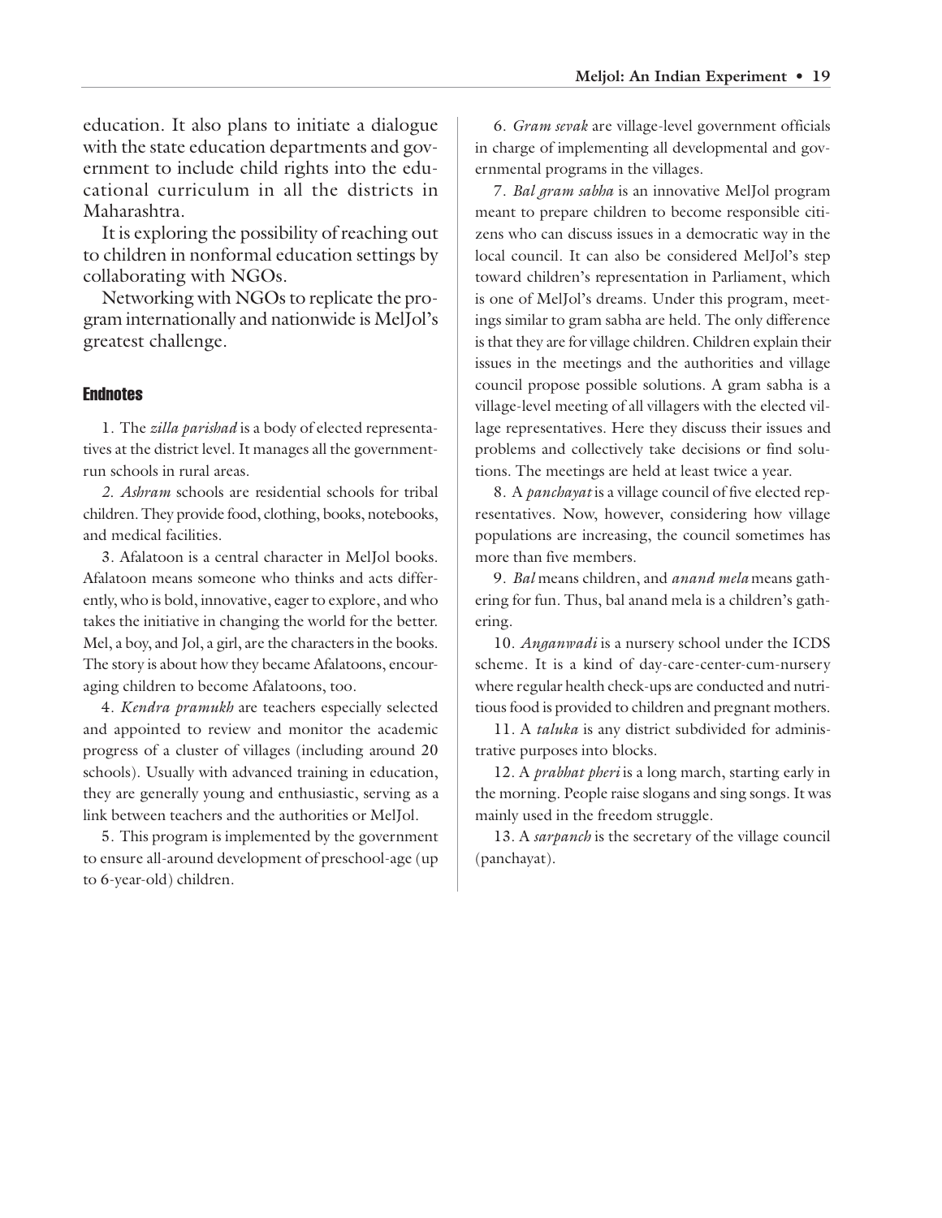education. It also plans to initiate a dialogue with the state education departments and government to include child rights into the educational curriculum in all the districts in Maharashtra.

It is exploring the possibility of reaching out to children in nonformal education settings by collaborating with NGOs.

Networking with NGOs to replicate the program internationally and nationwide is MelJol's greatest challenge.

### Endnotes

1. The *zilla parishad* is a body of elected representatives at the district level. It manages all the government-run schools in rural areas.

2. *Ashram* schools are residential schools for tribal children. They provide food, clothing, books, notebooks, and medical facilities.

3. Afalatoon is a central character in MelJol books. Afalatoon means someone who thinks and acts differently, who is bold, innovative, eager to explore, and who takes the initiative in changing the world for the better. Mel, a boy, and Jol, a girl, are the characters in the books. The story is about how they became Afalatoons, encouraging children to become Afalatoons, too.

4. *Kendra pramukh* are teachers especially selected and appointed to review and monitor the academic progress of a cluster of villages (including around 20 schools). Usually with advanced training in education, they are generally young and enthusiastic, serving as a link between teachers and the authorities or MelJol.

5. This program is implemented by the government to ensure all-around development of preschool-age (up to 6-year-old) children.

6. *Gram sevak* are village-level government officials in charge of implementing all developmental and governmental programs in the villages.

7. *Bal gram sabha* is an innovative MelJol program meant to prepare children to become responsible citizens who can discuss issues in a democratic way in the local council. It can also be considered MelJol's step toward children's representation in Parliament, which is one of MelJol's dreams. Under this program, meetings similar to gram sabha are held. The only difference is that they are for village children. Children explain their issues in the meetings and the authorities and village council propose possible solutions. A gram sabha is a village-level meeting of all villagers with the elected village representatives. Here they discuss their issues and problems and collectively take decisions or find solutions. The meetings are held at least twice a year.

8. A *panchayat* is a village council of five elected representatives. Now, however, considering how village populations are increasing, the council sometimes has more than five members.

9. *Bal* means children, and *anand mela* means gathering for fun. Thus, bal anand mela is a children's gathering.

10. *Anganwadi* is a nursery school under the ICDS scheme. It is a kind of day-care-center-cum-nursery where regular health check-ups are conducted and nutritious food is provided to children and pregnant mothers.

11. A *taluka* is any district subdivided for administrative purposes into blocks.

12. A *prabhat pheri* is a long march, starting early in the morning. People raise slogans and sing songs. It was mainly used in the freedom struggle.

13. A *sarpanch* is the secretary of the village council (panchayat).